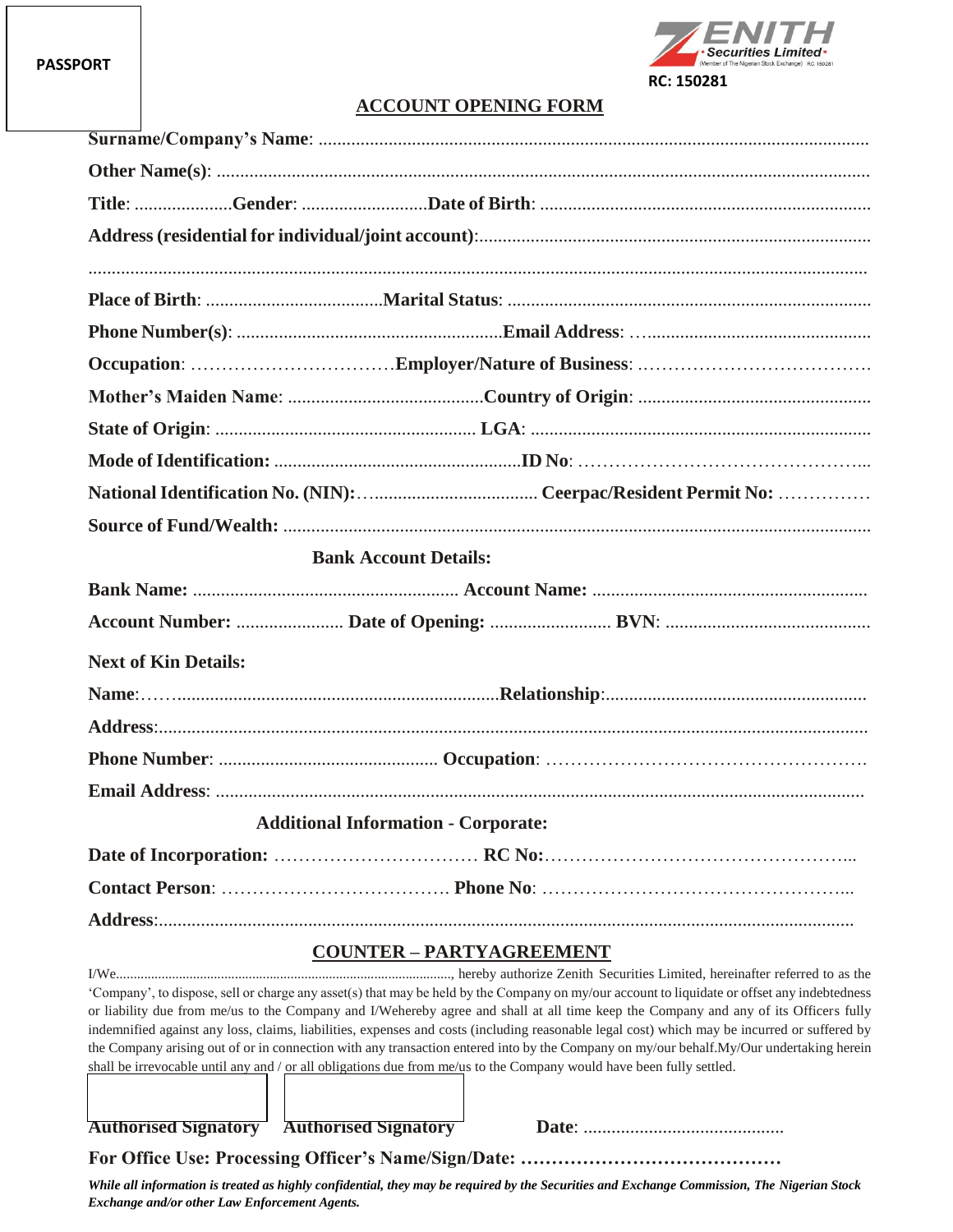PASSPORT

ZENITH Securities Limited (Member of The Nigerian Stock Exchange) RC 150281

RC: 150281

## ACCOUNT OPENING FORM

**Surname/Company's Name**: ..............................................................................................................

**Other Name(s)**: ..............................................................................................................

**Title**: ....................**Gender**: ..........................**Date of Birth**: ......................................................................

**Address (residential for individual/joint account)**:...................................................................................

..............................................................................................................................................................

**Place of Birth**: .....................................**Marital Status**: .............................................................................

**Phone Number(s)**: ........................................................**Email Address**: …...............................................

**Occupation**: ……………………………**Employer/Nature of Business**: ……………………………….

**Mother's Maiden Name**: .........................................**Country of Origin**: ..................................................

**State of Origin**: ....................................................... **LGA**: .......................................................................

**Mode of Identification:** ....................................................**ID No**: ………………………………………...

**National Identification No. (NIN):**…................................... **Ceerpac/Resident Permit No:** ……………

**Source of Fund/Wealth:** ..............................................................................................................

**Bank Account Details:**

**Bank Name:** ........................................................ **Account Name:** ..........................................................

**Account Number:** ...................... **Date of Opening:** ......................... **BVN**: ...........................................

**Next of Kin Details:**

**Name**:……...................................................................**Relationship**:.......................................................

**Address**:..............................................................................................................................................

**Phone Number**: .............................................. **Occupation**: …………………………………………….

**Email Address**: ..............................................................................................................................

**Additional Information - Corporate:**

**Date of Incorporation:** …………………………… **RC No:**…………………………………………...

**Contact Person**: ………………………………. **Phone No**: …………………………………………...

**Address**:..............................................................................................................................................

## COUNTER – PARTYAGREEMENT

I/We..............................................................................................., hereby authorize Zenith Securities Limited, hereinafter referred to as the 'Company', to dispose, sell or charge any asset(s) that may be held by the Company on my/our account to liquidate or offset any indebtedness or liability due from me/us to the Company and I/Wehereby agree and shall at all time keep the Company and any of its Officers fully indemnified against any loss, claims, liabilities, expenses and costs (including reasonable legal cost) which may be incurred or suffered by the Company arising out of or in connection with any transaction entered into by the Company on my/our behalf.My/Our undertaking herein shall be irrevocable until any and / or all obligations due from me/us to the Company would have been fully settled.

**Authorised Signatory** **Authorised Signatory** **Date**: ...........................................

**For Office Use: Processing Officer's Name/Sign/Date: ……………………………………**

***While all information is treated as highly confidential, they may be required by the Securities and Exchange Commission, The Nigerian Stock Exchange and/or other Law Enforcement Agents.***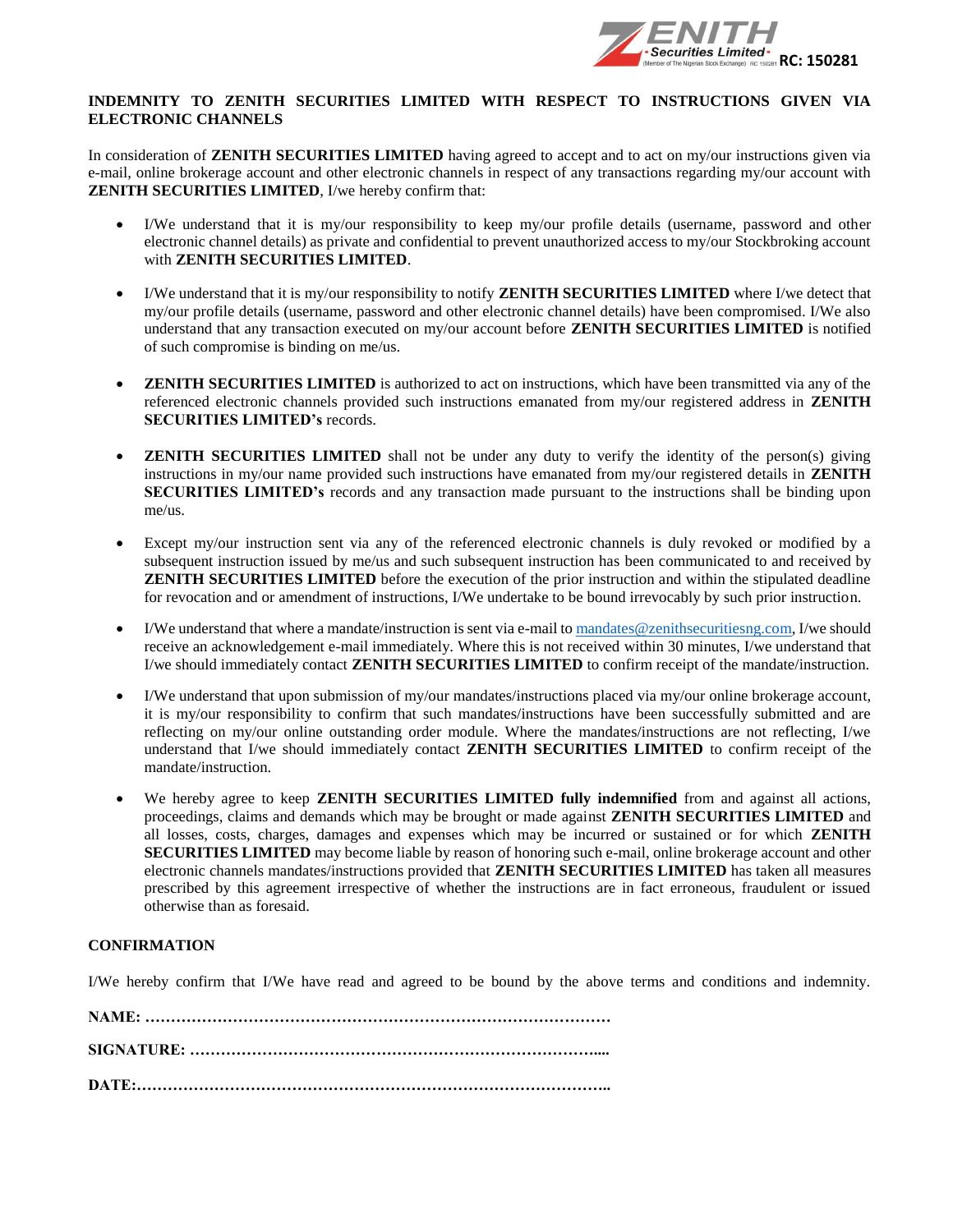ZENITH Securities Limited (Member of The Nigerian Stock Exchange) RC: 150281

**INDEMNITY TO ZENITH SECURITIES LIMITED WITH RESPECT TO INSTRUCTIONS GIVEN VIA ELECTRONIC CHANNELS**

In consideration of **ZENITH SECURITIES LIMITED** having agreed to accept and to act on my/our instructions given via e-mail, online brokerage account and other electronic channels in respect of any transactions regarding my/our account with **ZENITH SECURITIES LIMITED**, I/we hereby confirm that:

- I/We understand that it is my/our responsibility to keep my/our profile details (username, password and other electronic channel details) as private and confidential to prevent unauthorized access to my/our Stockbroking account with **ZENITH SECURITIES LIMITED**.
- I/We understand that it is my/our responsibility to notify **ZENITH SECURITIES LIMITED** where I/we detect that my/our profile details (username, password and other electronic channel details) have been compromised. I/We also understand that any transaction executed on my/our account before **ZENITH SECURITIES LIMITED** is notified of such compromise is binding on me/us.
- **ZENITH SECURITIES LIMITED** is authorized to act on instructions, which have been transmitted via any of the referenced electronic channels provided such instructions emanated from my/our registered address in **ZENITH SECURITIES LIMITED's** records.
- **ZENITH SECURITIES LIMITED** shall not be under any duty to verify the identity of the person(s) giving instructions in my/our name provided such instructions have emanated from my/our registered details in **ZENITH SECURITIES LIMITED's** records and any transaction made pursuant to the instructions shall be binding upon me/us.
- Except my/our instruction sent via any of the referenced electronic channels is duly revoked or modified by a subsequent instruction issued by me/us and such subsequent instruction has been communicated to and received by **ZENITH SECURITIES LIMITED** before the execution of the prior instruction and within the stipulated deadline for revocation and or amendment of instructions, I/We undertake to be bound irrevocably by such prior instruction.
- I/We understand that where a mandate/instruction is sent via e-mail to mandates@zenithsecuritiesng.com, I/we should receive an acknowledgement e-mail immediately. Where this is not received within 30 minutes, I/we understand that I/we should immediately contact **ZENITH SECURITIES LIMITED** to confirm receipt of the mandate/instruction.
- I/We understand that upon submission of my/our mandates/instructions placed via my/our online brokerage account, it is my/our responsibility to confirm that such mandates/instructions have been successfully submitted and are reflecting on my/our online outstanding order module. Where the mandates/instructions are not reflecting, I/we understand that I/we should immediately contact **ZENITH SECURITIES LIMITED** to confirm receipt of the mandate/instruction.
- We hereby agree to keep **ZENITH SECURITIES LIMITED fully indemnified** from and against all actions, proceedings, claims and demands which may be brought or made against **ZENITH SECURITIES LIMITED** and all losses, costs, charges, damages and expenses which may be incurred or sustained or for which **ZENITH SECURITIES LIMITED** may become liable by reason of honoring such e-mail, online brokerage account and other electronic channels mandates/instructions provided that **ZENITH SECURITIES LIMITED** has taken all measures prescribed by this agreement irrespective of whether the instructions are in fact erroneous, fraudulent or issued otherwise than as foresaid.

**CONFIRMATION**

I/We hereby confirm that I/We have read and agreed to be bound by the above terms and conditions and indemnity.

**NAME: ………………………………………………………………………………**

**SIGNATURE: ……………………………………………………………………....**

**DATE:………………………………………………………………………………..**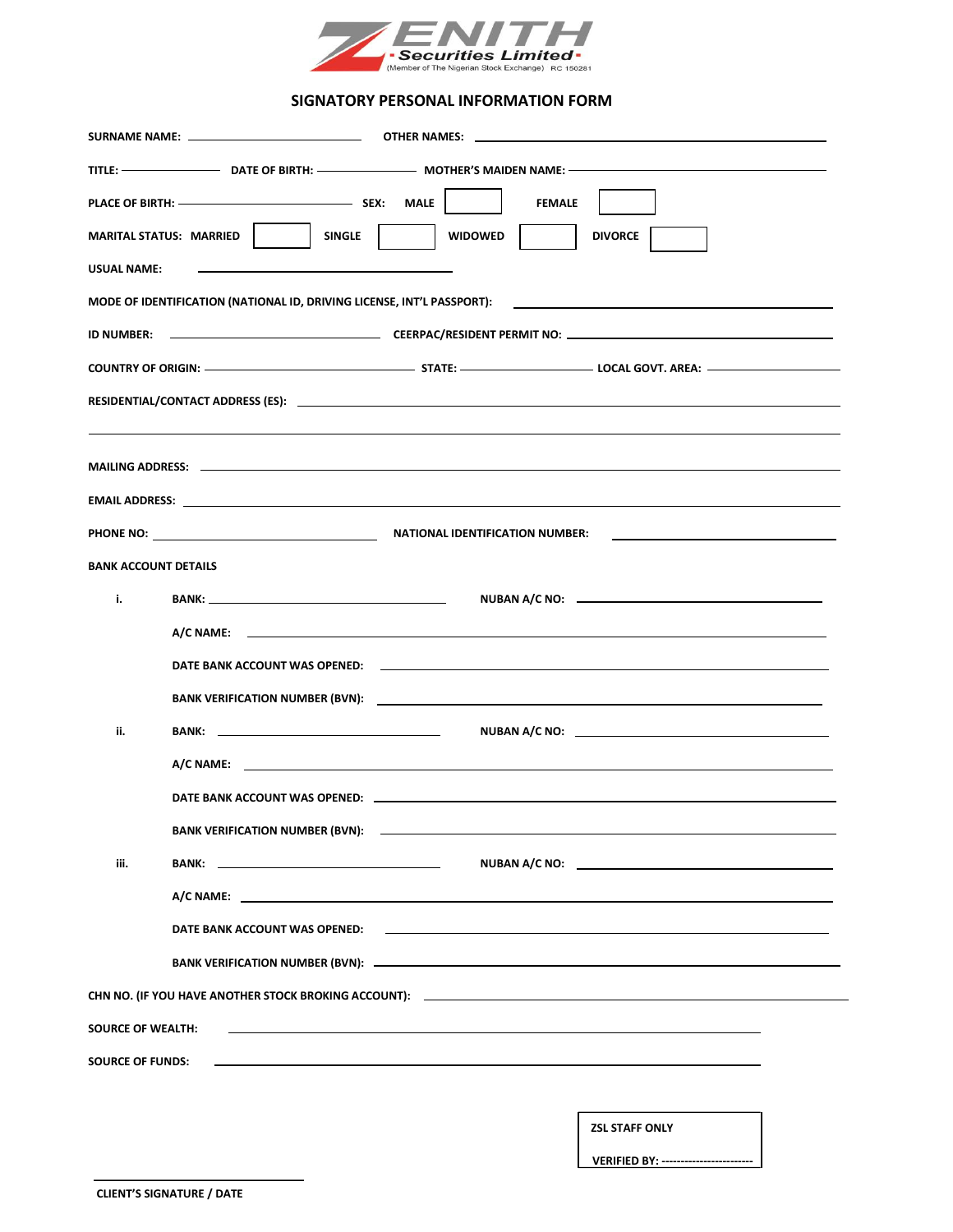ZENITH Securities Limited
(Member of The Nigerian Stock Exchange) RC 150261

# SIGNATORY PERSONAL INFORMATION FORM

**SURNAME NAME:** ____________________ **OTHER NAMES:** ____________________

**TITLE:** __________ **DATE OF BIRTH:** __________ **MOTHER'S MAIDEN NAME:** ____________________

**PLACE OF BIRTH:** ____________________ **SEX: MALE** [ ] **FEMALE** [ ]

**MARITAL STATUS: MARRIED** [ ] **SINGLE** [ ] **WIDOWED** [ ] **DIVORCE** [ ]

**USUAL NAME:** ____________________

**MODE OF IDENTIFICATION (NATIONAL ID, DRIVING LICENSE, INT'L PASSPORT):** ____________________

**ID NUMBER:** ____________________ **CEERPAC/RESIDENT PERMIT NO:** ____________________

**COUNTRY OF ORIGIN:** ____________________ **STATE:** __________ **LOCAL GOVT. AREA:** __________

**RESIDENTIAL/CONTACT ADDRESS (ES):** ____________________

____________________

**MAILING ADDRESS:** ____________________

**EMAIL ADDRESS:** ____________________

**PHONE NO:** ____________________ **NATIONAL IDENTIFICATION NUMBER:** ____________________

**BANK ACCOUNT DETAILS**

i. **BANK:** ____________________ **NUBAN A/C NO:** ____________________

**A/C NAME:** ____________________

**DATE BANK ACCOUNT WAS OPENED:** ____________________

**BANK VERIFICATION NUMBER (BVN):** ____________________

ii. **BANK:** ____________________ **NUBAN A/C NO:** ____________________

**A/C NAME:** ____________________

**DATE BANK ACCOUNT WAS OPENED:** ____________________

**BANK VERIFICATION NUMBER (BVN):** ____________________

iii. **BANK:** ____________________ **NUBAN A/C NO:** ____________________

**A/C NAME:** ____________________

**DATE BANK ACCOUNT WAS OPENED:** ____________________

**BANK VERIFICATION NUMBER (BVN):** ____________________

**CHN NO. (IF YOU HAVE ANOTHER STOCK BROKING ACCOUNT):** ____________________

**SOURCE OF WEALTH:** ____________________

**SOURCE OF FUNDS:** ____________________

| **ZSL STAFF ONLY** |
|---|
| **VERIFIED BY:** ------------------------ |

____________________
**CLIENT'S SIGNATURE / DATE**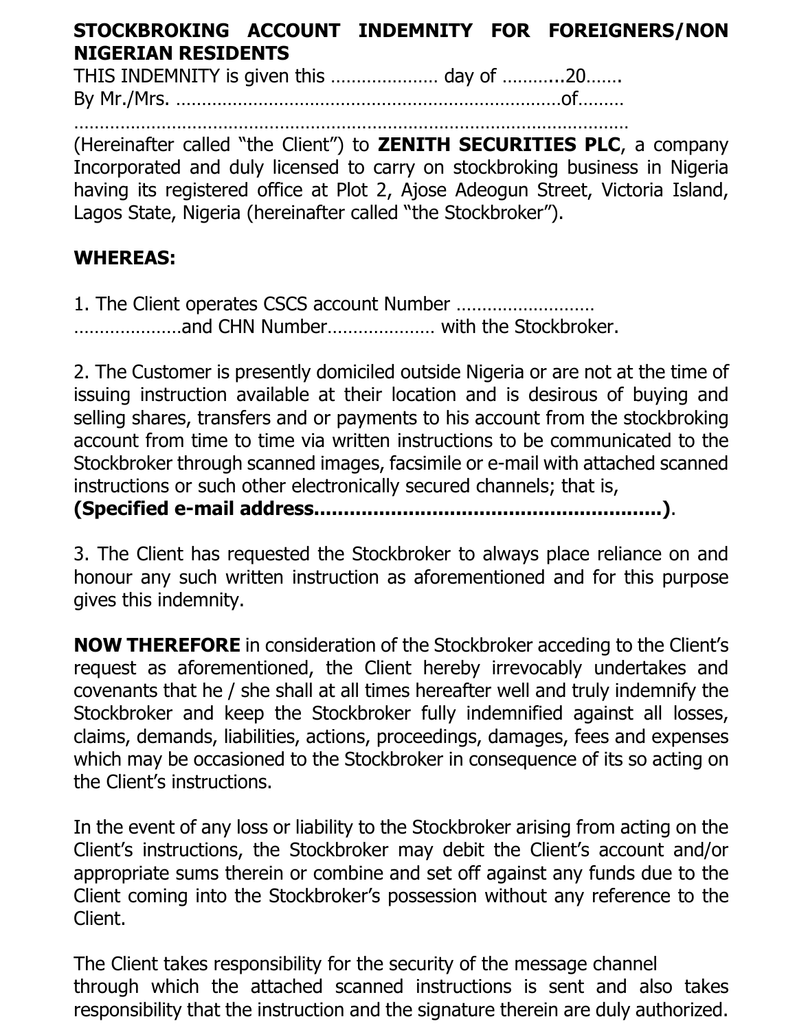**STOCKBROKING ACCOUNT INDEMNITY FOR FOREIGNERS/NON NIGERIAN RESIDENTS**

THIS INDEMNITY is given this ………………… day of ………..20……

By Mr./Mrs. ………………………………………………………………of………

……………………………………………………………………………………………

(Hereinafter called "the Client") to **ZENITH SECURITIES PLC**, a company Incorporated and duly licensed to carry on stockbroking business in Nigeria having its registered office at Plot 2, Ajose Adeogun Street, Victoria Island, Lagos State, Nigeria (hereinafter called "the Stockbroker").

**WHEREAS:**

1. The Client operates CSCS account Number ……………………… …………………and CHN Number………………… with the Stockbroker.

2. The Customer is presently domiciled outside Nigeria or are not at the time of issuing instruction available at their location and is desirous of buying and selling shares, transfers and or payments to his account from the stockbroking account from time to time via written instructions to be communicated to the Stockbroker through scanned images, facsimile or e-mail with attached scanned instructions or such other electronically secured channels; that is, **(Specified e-mail address……………………………………………….)**.

3. The Client has requested the Stockbroker to always place reliance on and honour any such written instruction as aforementioned and for this purpose gives this indemnity.

**NOW THEREFORE** in consideration of the Stockbroker acceding to the Client's request as aforementioned, the Client hereby irrevocably undertakes and covenants that he / she shall at all times hereafter well and truly indemnify the Stockbroker and keep the Stockbroker fully indemnified against all losses, claims, demands, liabilities, actions, proceedings, damages, fees and expenses which may be occasioned to the Stockbroker in consequence of its so acting on the Client's instructions.

In the event of any loss or liability to the Stockbroker arising from acting on the Client's instructions, the Stockbroker may debit the Client's account and/or appropriate sums therein or combine and set off against any funds due to the Client coming into the Stockbroker's possession without any reference to the Client.

The Client takes responsibility for the security of the message channel through which the attached scanned instructions is sent and also takes responsibility that the instruction and the signature therein are duly authorized.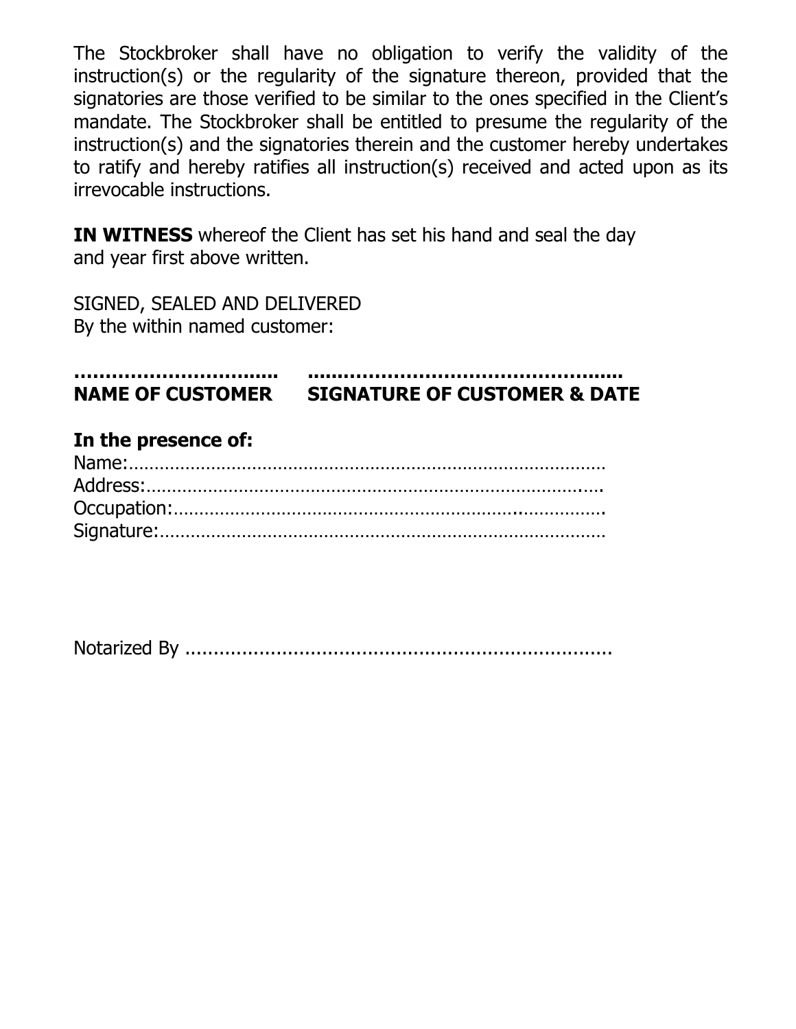The Stockbroker shall have no obligation to verify the validity of the instruction(s) or the regularity of the signature thereon, provided that the signatories are those verified to be similar to the ones specified in the Client's mandate. The Stockbroker shall be entitled to presume the regularity of the instruction(s) and the signatories therein and the customer hereby undertakes to ratify and hereby ratifies all instruction(s) received and acted upon as its irrevocable instructions.

**IN WITNESS** whereof the Client has set his hand and seal the day and year first above written.

SIGNED, SEALED AND DELIVERED
By the within named customer:

| | |
|---|---|
| **..................................** | **....................................................** |
| **NAME OF CUSTOMER** | **SIGNATURE OF CUSTOMER & DATE** |

**In the presence of:**

Name:..........................................................................................

Address:......................................................................................

Occupation:.................................................................................

Signature:....................................................................................

Notarized By ..........................................................................